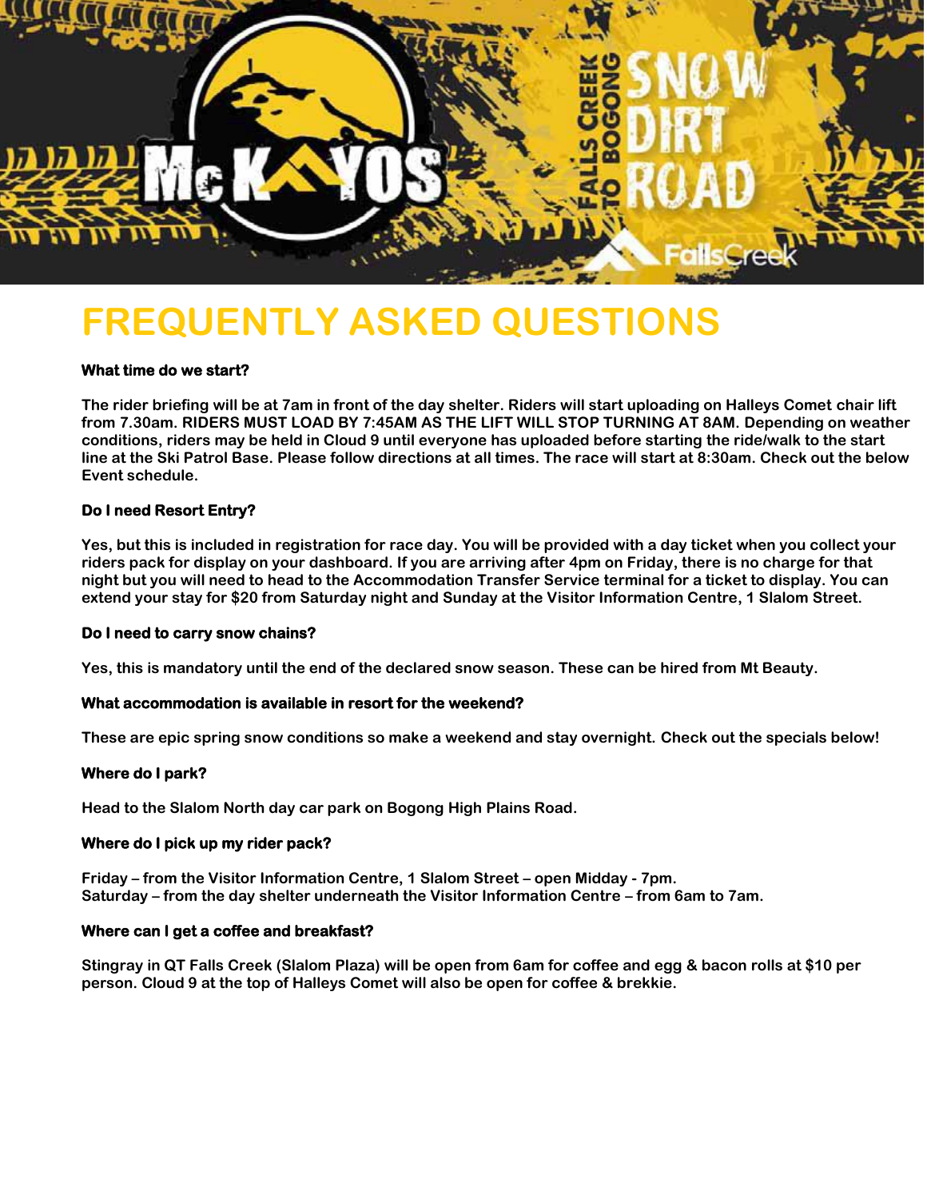# FREQUENTLY ASKED QUESTIONS

**What time do we start?**

**The rider briefing will be at 7am in front of the day shelter. Riders will start uploading on Halleys Comet chair lift from 7.30am. RIDERS MUST LOAD BY 7:45AM AS THE LIFT WILL STOP TURNING AT 8AM. Depending on weather conditions, riders may be held in Cloud 9 until everyone has uploaded before starting the ride/walk to the start line at the Ski Patrol Base. Please follow directions at all times. The race will start at 8:30am. Check out the below Event schedule.**

**Do I need Resort Entry?**

**Yes, but this is included in registration for race day. You will be provided with a day ticket when you collect your riders pack for display on your dashboard. If you are arriving after 4pm on Friday, there is no charge for that night but you will need to head to the Accommodation Transfer Service terminal for a ticket to display. You can extend your stay for $20 from Saturday night and Sunday at the Visitor Information Centre, 1 Slalom Street.**

**Do I need to carry snow chains?**

**Yes, this is mandatory until the end of the declared snow season. These can be hired from Mt Beauty.**

**What accommodation is available in resort for the weekend?**

**These are epic spring snow conditions so make a weekend and stay overnight. Check out the specials below!**

**Where do I park?**

**Head to the Slalom North day car park on Bogong High Plains Road.**

**Where do I pick up my rider pack?**

**Friday – from the Visitor Information Centre, 1 Slalom Street – open Midday - 7pm.**
**Saturday – from the day shelter underneath the Visitor Information Centre – from 6am to 7am.**

**Where can I get a coffee and breakfast?**

**Stingray in QT Falls Creek (Slalom Plaza) will be open from 6am for coffee and egg & bacon rolls at $10 per person. Cloud 9 at the top of Halleys Comet will also be open for coffee & brekkie.**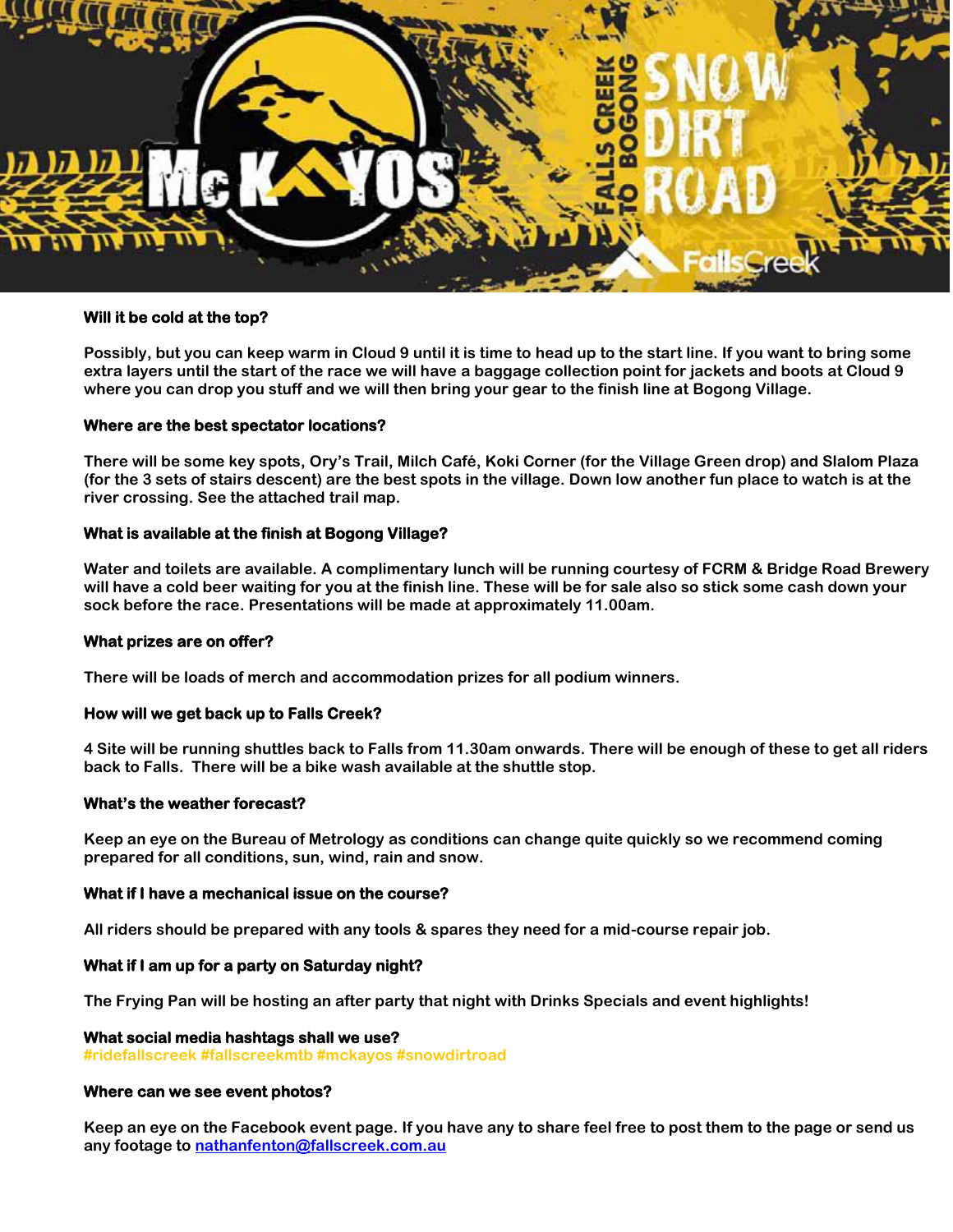**Will it be cold at the top?**

Possibly, but you can keep warm in Cloud 9 until it is time to head up to the start line. If you want to bring some extra layers until the start of the race we will have a baggage collection point for jackets and boots at Cloud 9 where you can drop you stuff and we will then bring your gear to the finish line at Bogong Village.

**Where are the best spectator locations?**

There will be some key spots, Ory's Trail, Milch Café, Koki Corner (for the Village Green drop) and Slalom Plaza (for the 3 sets of stairs descent) are the best spots in the village. Down low another fun place to watch is at the river crossing. See the attached trail map.

**What is available at the finish at Bogong Village?**

Water and toilets are available. A complimentary lunch will be running courtesy of FCRM & Bridge Road Brewery will have a cold beer waiting for you at the finish line. These will be for sale also so stick some cash down your sock before the race. Presentations will be made at approximately 11.00am.

**What prizes are on offer?**

There will be loads of merch and accommodation prizes for all podium winners.

**How will we get back up to Falls Creek?**

4 Site will be running shuttles back to Falls from 11.30am onwards. There will be enough of these to get all riders back to Falls. There will be a bike wash available at the shuttle stop.

**What's the weather forecast?**

Keep an eye on the Bureau of Metrology as conditions can change quite quickly so we recommend coming prepared for all conditions, sun, wind, rain and snow.

**What if I have a mechanical issue on the course?**

All riders should be prepared with any tools & spares they need for a mid-course repair job.

**What if I am up for a party on Saturday night?**

The Frying Pan will be hosting an after party that night with Drinks Specials and event highlights!

**What social media hashtags shall we use?**

#ridefallscreek #fallscreekmtb #mckayos #snowdirtroad

**Where can we see event photos?**

Keep an eye on the Facebook event page. If you have any to share feel free to post them to the page or send us any footage to nathanfenton@fallscreek.com.au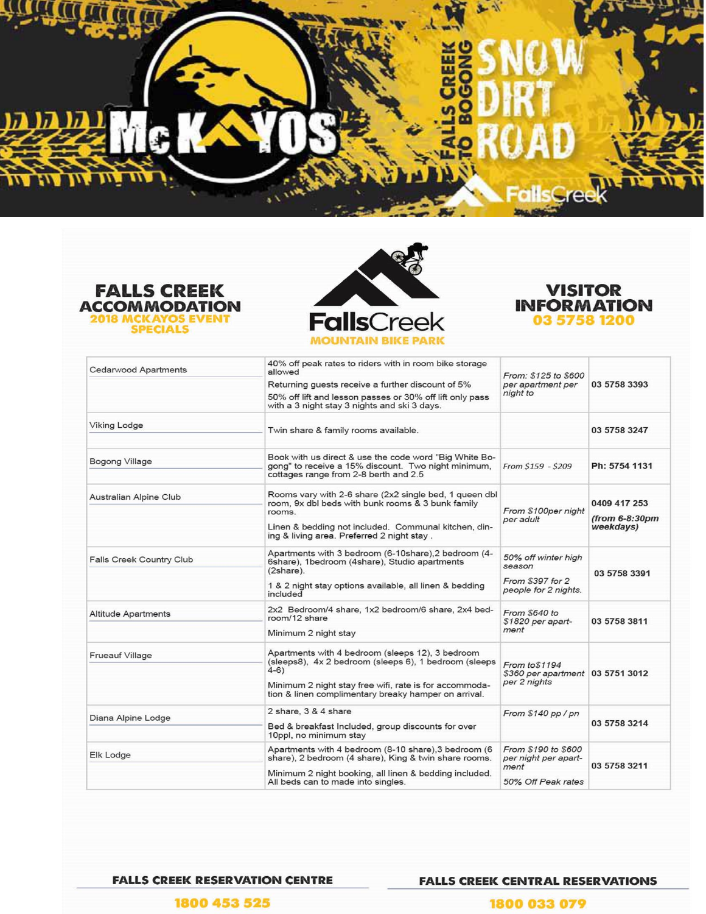# McKAYOS

**FALLS CREEK TO BOGONG**

**SNOW DIRT ROAD**

Falls Creek

## FALLS CREEK ACCOMMODATION

**2018 MCKAYOS EVENT SPECIALS**

Falls Creek **MOUNTAIN BIKE PARK**

## VISITOR INFORMATION

**03 5758 1200**

| | | | |
|---|---|---|---|
| Cedarwood Apartments | 40% off peak rates to riders with in room bike storage allowed<br>Returning guests receive a further discount of 5%<br>50% off lift and lesson passes or 30% off lift only pass with a 3 night stay 3 nights and ski 3 days. | *From: $125 to $600 per apartment per night to* | 03 5758 3393 |
| Viking Lodge | Twin share & family rooms available. | | 03 5758 3247 |
| Bogong Village | Book with us direct & use the code word "Big White Bogong" to receive a 15% discount. Two night minimum, cottages range from 2-8 berth and 2.5 | *From $159 - $209* | Ph: 5754 1131 |
| Australian Alpine Club | Rooms vary with 2-6 share (2x2 single bed, 1 queen dbl room, 9x dbl beds with bunk rooms & 3 bunk family rooms.<br>Linen & bedding not included. Communal kitchen, dining & living area. Preferred 2 night stay . | *From $100per night per adult* | 0409 417 253<br>***(from 6-8:30pm weekdays)*** |
| Falls Creek Country Club | Apartments with 3 bedroom (6-10share),2 bedroom (4-6share), 1bedroom (4share), Studio apartments (2share).<br>1 & 2 night stay options available, all linen & bedding included | *50% off winter high season*<br>*From $397 for 2 people for 2 nights.* | 03 5758 3391 |
| Altitude Apartments | 2x2 Bedroom/4 share, 1x2 bedroom/6 share, 2x4 bedroom/12 share<br>Minimum 2 night stay | *From $640 to $1820 per apartment* | 03 5758 3811 |
| Frueauf Village | Apartments with 4 bedroom (sleeps 12), 3 bedroom (sleeps8), 4x 2 bedroom (sleeps 6), 1 bedroom (sleeps 4-6)<br>Minimum 2 night stay free wifi, rate is for accommodation & linen complimentary breaky hamper on arrival. | *From to$1194 $360 per apartment per 2 nights* | 03 5751 3012 |
| Diana Alpine Lodge | 2 share, 3 & 4 share<br>Bed & breakfast Included, group discounts for over 10ppl, no minimum stay | *From $140 pp / pn* | 03 5758 3214 |
| Elk Lodge | Apartments with 4 bedroom (8-10 share),3 bedroom (6 share), 2 bedroom (4 share), King & twin share rooms.<br>Minimum 2 night booking, all linen & bedding included. All beds can to made into singles. | *From $190 to $600 per night per apartment*<br>*50% Off Peak rates* | 03 5758 3211 |

**FALLS CREEK RESERVATION CENTRE**

**1800 453 525**

**FALLS CREEK CENTRAL RESERVATIONS**

**1800 033 079**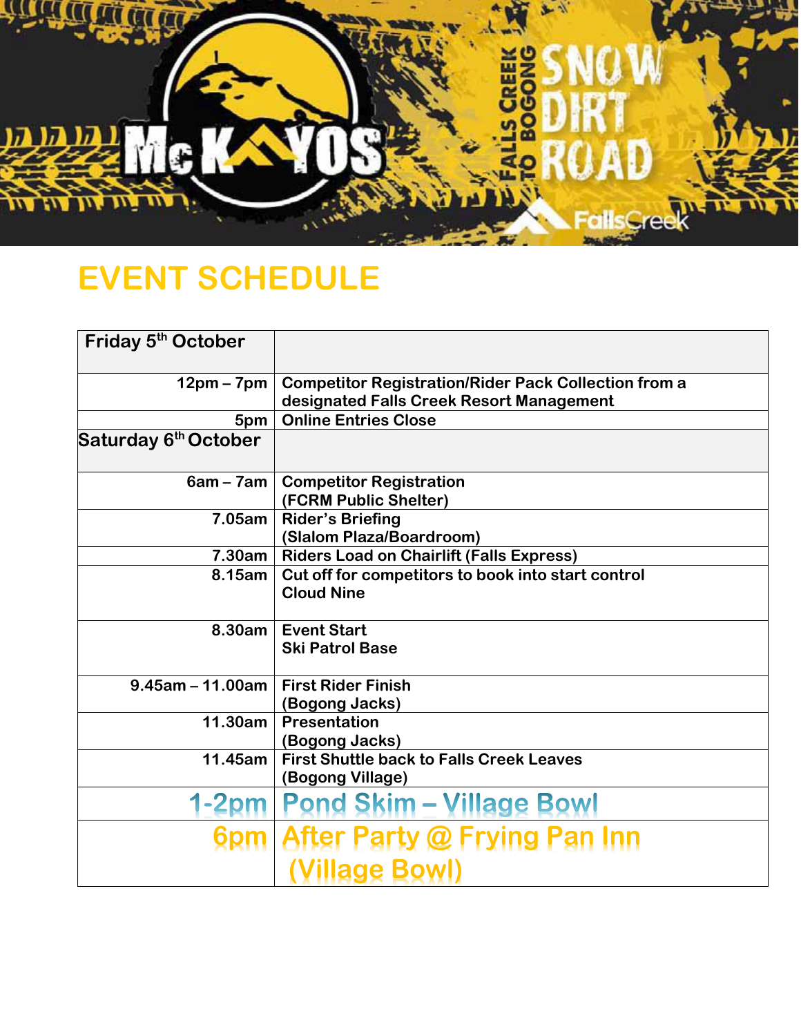# EVENT SCHEDULE

| Friday 5th October | |
|---|---|
| 12pm – 7pm | Competitor Registration/Rider Pack Collection from a designated Falls Creek Resort Management |
| 5pm | Online Entries Close |
| **Saturday 6th October** | |
| 6am – 7am | Competitor Registration (FCRM Public Shelter) |
| 7.05am | Rider's Briefing (Slalom Plaza/Boardroom) |
| 7.30am | Riders Load on Chairlift (Falls Express) |
| 8.15am | Cut off for competitors to book into start control Cloud Nine |
| 8.30am | Event Start Ski Patrol Base |
| 9.45am – 11.00am | First Rider Finish (Bogong Jacks) |
| 11.30am | Presentation (Bogong Jacks) |
| 11.45am | First Shuttle back to Falls Creek Leaves (Bogong Village) |
| 1-2pm | Pond Skim – Village Bowl |
| 6pm | After Party @ Frying Pan Inn (Village Bowl) |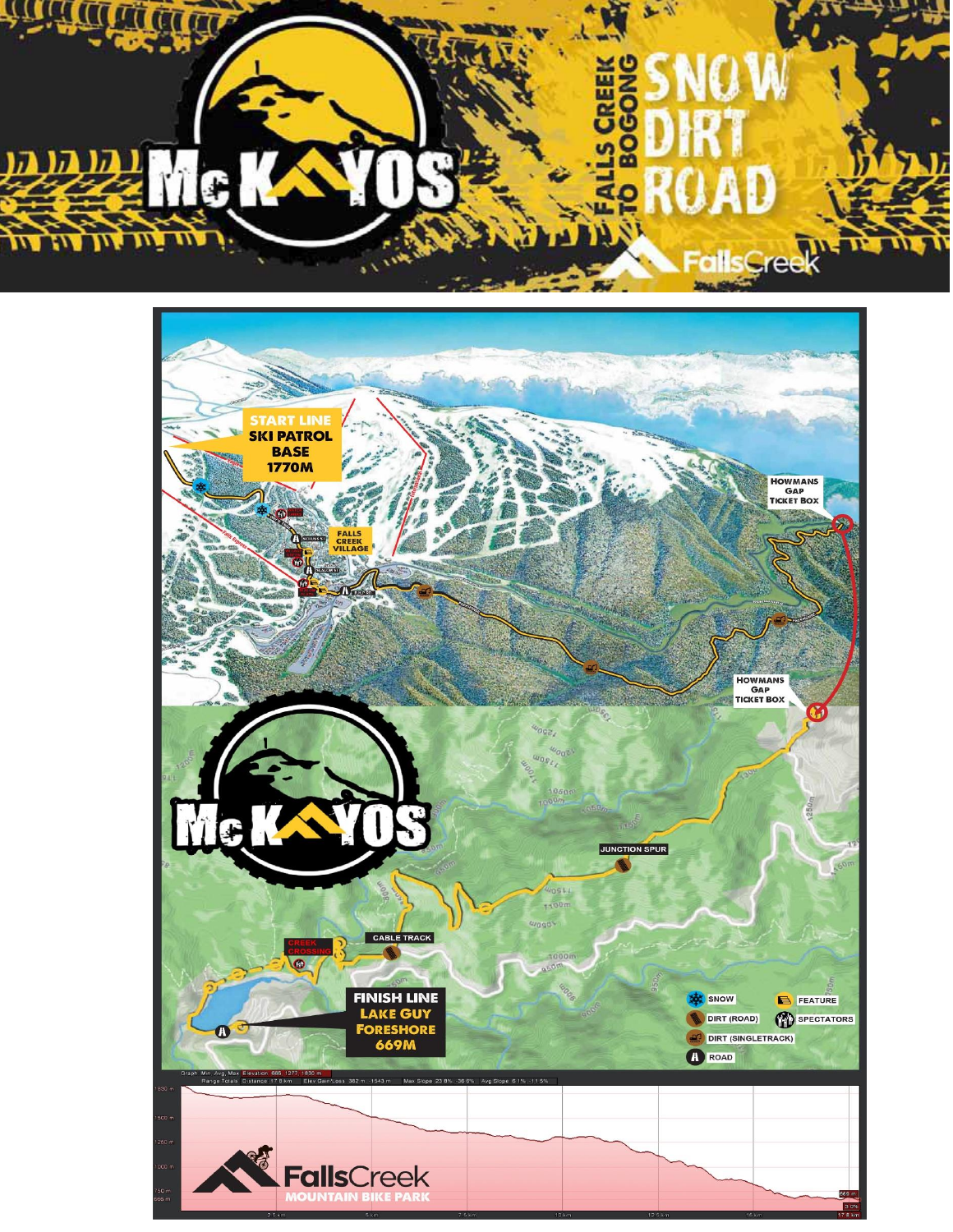# McKAYOS

## FALLS CREEK TO BOGONG

## SNOW DIRT ROAD

FallsCreek

START LINE
SKI PATROL BASE
1770M

FALLS CREEK VILLAGE

HOWMANS GAP TICKET BOX

HOWMANS GAP TICKET BOX

JUNCTION SPUR

CABLE TRACK

CREEK CROSSING

FINISH LINE
LAKE GUY FORESHORE
669M

SNOW
DIRT (ROAD)
DIRT (SINGLETRACK)
ROAD
FEATURE
SPECTATORS

Graph: Min, Avg, Max Elevation: 665, 1277, 1830 m
Range Totals: Distance: 17.8 km Elev Gain/Loss: 382 m -1543 m Max Slope: 23.8% -36.0% Avg Slope: 6.1% -11.5%

1830 m
1500 m
1250 m
1000 m
750 m
666 m

2.5 km
5 km
7.5 km
10 km
12.5 km
15 km
17.8 km

669 m
3.0%

FallsCreek
MOUNTAIN BIKE PARK